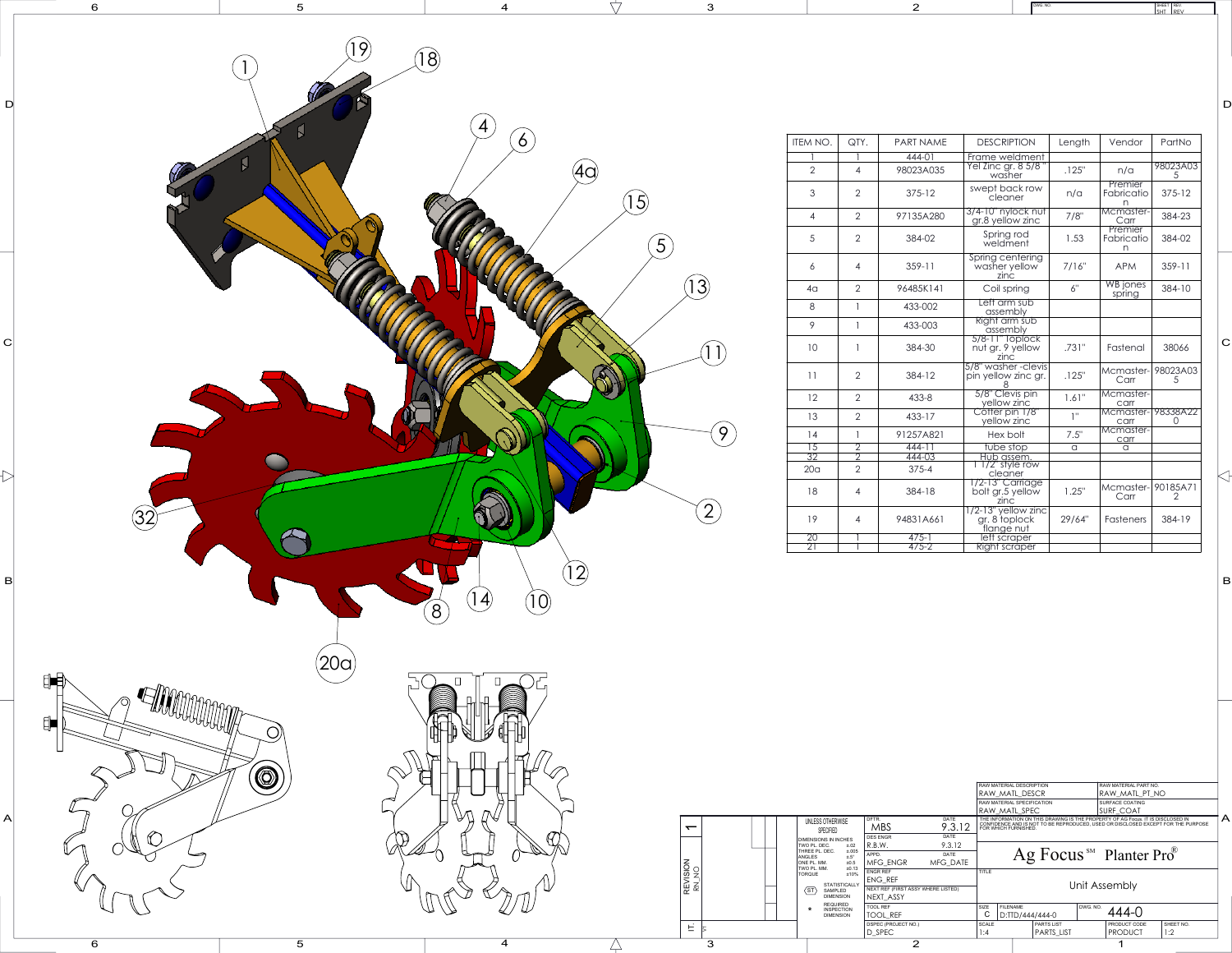| ITEM NO. | QTY. | PART NAME | DESCRIPTION | Length | Vendor | PartNo |
|---|---|---|---|---|---|---|
| 1 | 1 | 444-01 | Frame weldment | | | |
| 2 | 4 | 98023A035 | Yel Zinc gr. 8 5/8 " washer | .125" | n/a | 98023A035 |
| 3 | 2 | 375-12 | swept back row cleaner | n/a | Premier Fabrication | 375-12 |
| 4 | 2 | 97135A280 | 3/4-10" nylock nut gr.8 yellow zinc | 7/8" | Mcmaster-Carr | 384-23 |
| 5 | 2 | 384-02 | Spring rod weldment | 1.53 | Premier Fabrication | 384-02 |
| 6 | 4 | 359-11 | Spring centering washer yellow zinc | 7/16" | APM | 359-11 |
| 4a | 2 | 96485K141 | Coil spring | 6" | WB jones spring | 384-10 |
| 8 | 1 | 433-002 | Left arm sub assembly | | | |
| 9 | 1 | 433-003 | Right arm sub assembly | | | |
| 10 | 1 | 384-30 | 5/8-11" Toplock nut gr. 9 yellow zinc | .731" | Fastenal | 38066 |
| 11 | 2 | 384-12 | 5/8" washer -clevis pin yellow zinc gr. 8 | .125" | Mcmaster-Carr | 98023A035 |
| 12 | 2 | 433-8 | 5/8" Clevis pin yellow zinc | 1.61" | Mcmaster-carr | |
| 13 | 2 | 433-17 | Cotter pin 1/8" yellow zinc | 1" | Mcmaster-carr | 98338A220 |
| 14 | 1 | 91257A821 | Hex bolt | 7.5" | Mcmaster-carr | |
| 15 | 2 | 444-11 | tube stop | a | a | |
| 32 | 2 | 444-03 | Hub assem. | | | |
| 20a | 2 | 375-4 | 1 1/2" style row cleaner | | | |
| 18 | 4 | 384-18 | 1/2-13" Carriage bolt gr.5 yellow zinc | 1.25" | Mcmaster-Carr | 90185A712 |
| 19 | 4 | 94831A661 | 1/2-13" yellow zinc gr. 8 toplock flange nut | 29/64" | Fasteners | 384-19 |
| 20 | 1 | 475-1 | left scraper | | | |
| 21 | 1 | 475-2 | Right scraper | | | |

| | |
|---|---|
| RAW MATERIAL DESCRIPTION: RAW_MATL_DESCR | RAW MATERIAL PART NO.: RAW_MATL_PT_NO |
| RAW MATERIAL SPECIFICATION: RAW_MATL_SPEC | SURFACE COATING: SURF_COAT |

UNLESS OTHERWISE SPECIFIED: DIMENSIONS IN INCHES; TWO PL. DEC. ±.02; THREE PL. DEC. ±.005; ANGLES ±.5°; ONE PL. MM. ±0.5; TWO PL. MM. ±0.13; TORQUE ±10%

STATISTICALLY SAMPLED DIMENSION; REQUIRED INSPECTION DIMENSION

DFTR.: MBS — DATE: 9.3.12
DES ENGR: R.B.W. — DATE: 9.3.12
APPD.: MFG_ENGR — DATE: MFG_DATE
ENGR REF: ENG_REF
NEXT REF (FIRST ASSY WHERE LISTED): NEXT_ASSY
TOOL REF: TOOL_REF
DSPEC (PROJECT NO.): D_SPEC

REVISION: RN_NO

THE INFORMATION ON THIS DRAWING IS THE PROPERTY OF Ag Focus. IT IS DISCLOSED IN CONFIDENCE AND IS NOT TO BE REPRODUCED, USED OR DISCLOSED EXCEPT FOR THE PURPOSE FOR WHICH FURNISHED.

Ag Focus℠ Planter Pro®

TITLE: Unit Assembly

SIZE: C — FILENAME: D:TTD/444/444-0 — DWG. NO.: 444-0
SCALE: 1:4 — PARTS LIST: PARTS_LIST — PRODUCT CODE: PRODUCT — SHEET NO.: 1:2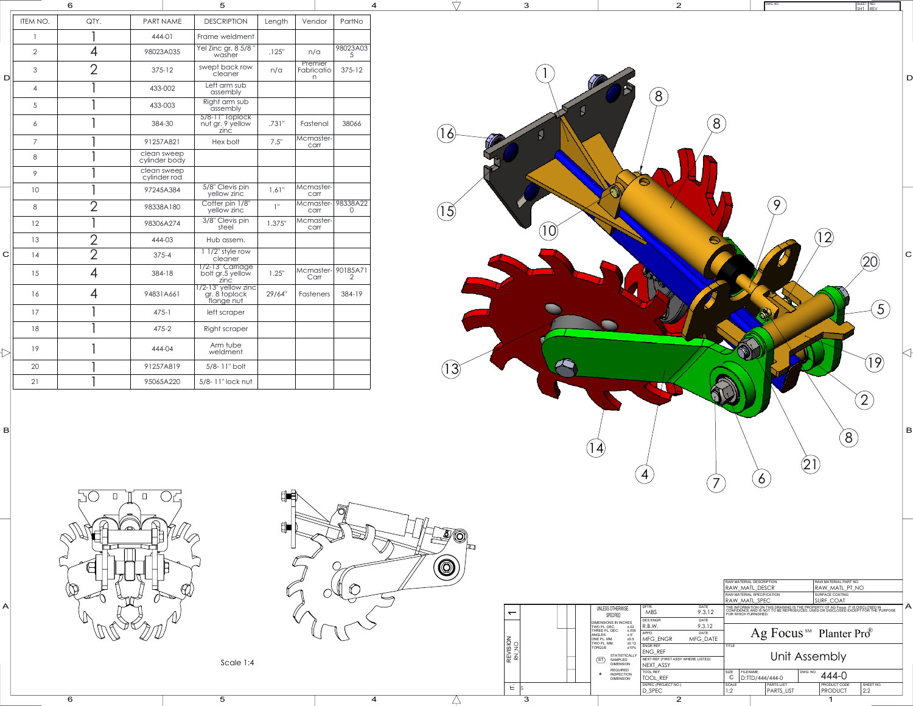| ITEM NO. | QTY. | PART NAME | DESCRIPTION | Length | Vendor | PartNo |
|---|---|---|---|---|---|---|
| 1 | 1 | 444-01 | Frame weldment | | | |
| 2 | 4 | 98023A035 | Yel Zinc gr. 8 5/8 " washer | .125" | n/a | 98023A035 |
| 3 | 2 | 375-12 | swept back row cleaner | n/a | Premier Fabrication | 375-12 |
| 4 | 1 | 433-002 | Left arm sub assembly | | | |
| 5 | 1 | 433-003 | Right arm sub assembly | | | |
| 6 | 1 | 384-30 | 5/8-11" Toplock nut gr. 9 yellow zinc | .731" | Fastenal | 38066 |
| 7 | 1 | 91257A821 | Hex bolt | 7.5" | Mcmaster-carr | |
| 8 | 1 | clean sweep cylinder body | | | | |
| 9 | 1 | clean sweep cylinder rod | | | | |
| 10 | 1 | 97245A384 | 5/8" Clevis pin yellow zinc | 1.61" | Mcmaster-carr | |
| 8 | 2 | 98338A180 | Cotter pin 1/8" yellow zinc | 1" | Mcmaster-carr | 98338A220 |
| 12 | 1 | 98306A274 | 3/8" Clevis pin steel | 1.375" | Mcmaster-carr | |
| 13 | 2 | 444-03 | Hub assem. | | | |
| 14 | 2 | 375-4 | 1 1/2" style row cleaner | | | |
| 15 | 4 | 384-18 | 1/2-13" Carriage bolt gr.5 yellow zinc | 1.25" | Mcmaster-Carr | 90185A712 |
| 16 | 4 | 94831A661 | 1/2-13" yellow zinc gr. 8 toplock flange nut | 29/64" | Fasteners | 384-19 |
| 17 | 1 | 475-1 | left scraper | | | |
| 18 | 1 | 475-2 | Right scraper | | | |
| 19 | 1 | 444-04 | Arm tube weldment | | | |
| 20 | 1 | 91257A819 | 5/8- 11" bolt | | | |
| 21 | 1 | 95065A220 | 5/8- 11" lock nut | | | |

Scale 1:4

UNLESS OTHERWISE SPECIFIED
DIMENSIONS IN INCHES
TWO PL. DEC. ±.02
THREE PL. DEC. ±.005
ANGLES ±.5°
ONE PL. MM. ±0.5
TWO PL. MM. ±0.13
TORQUE ±10%

(ST) STATISTICALLY SAMPLED DIMENSION
* REQUIRED INSPECTION DIMENSION

| | | | |
|---|---|---|---|
| DFTR. MBS | DATE 9.3.12 | RAW MATERIAL DESCRIPTION RAW_MATL_DESCR | RAW MATERIAL PART NO. RAW_MATL_PT_NO |
| DES ENGR R.B.W. | DATE 9.3.12 | RAW MATERIAL SPECIFICATION RAW_MATL_SPEC | SURFACE COATING SURF_COAT |
| APPD. MFG_ENGR | DATE MFG_DATE | THE INFORMATION ON THIS DRAWING IS THE PROPERTY OF AG Focus. IT IS DISCLOSED IN CONFIDENCE AND IS NOT TO BE REPRODUCED, USED OR DISCLOSED EXCEPT FOR THE PURPOSE FOR WHICH FURNISHED. | |
| ENGR REF ENG_REF | | Ag Focus℠ Planter Pro® | |
| NEXT REF (FIRST ASSY WHERE LISTED) NEXT_ASSY | | TITLE Unit Assembly | |
| TOOL REF TOOL_REF | | SIZE C FILENAME D:TTD/444/444-0 | DWG. NO. 444-0 |
| DSPEC (PROJECT NO.) D_SPEC | | SCALE 1:2 PARTS LIST PARTS_LIST | PRODUCT CODE PRODUCT SHEET NO. 2:2 |

REVISION RN_NO 1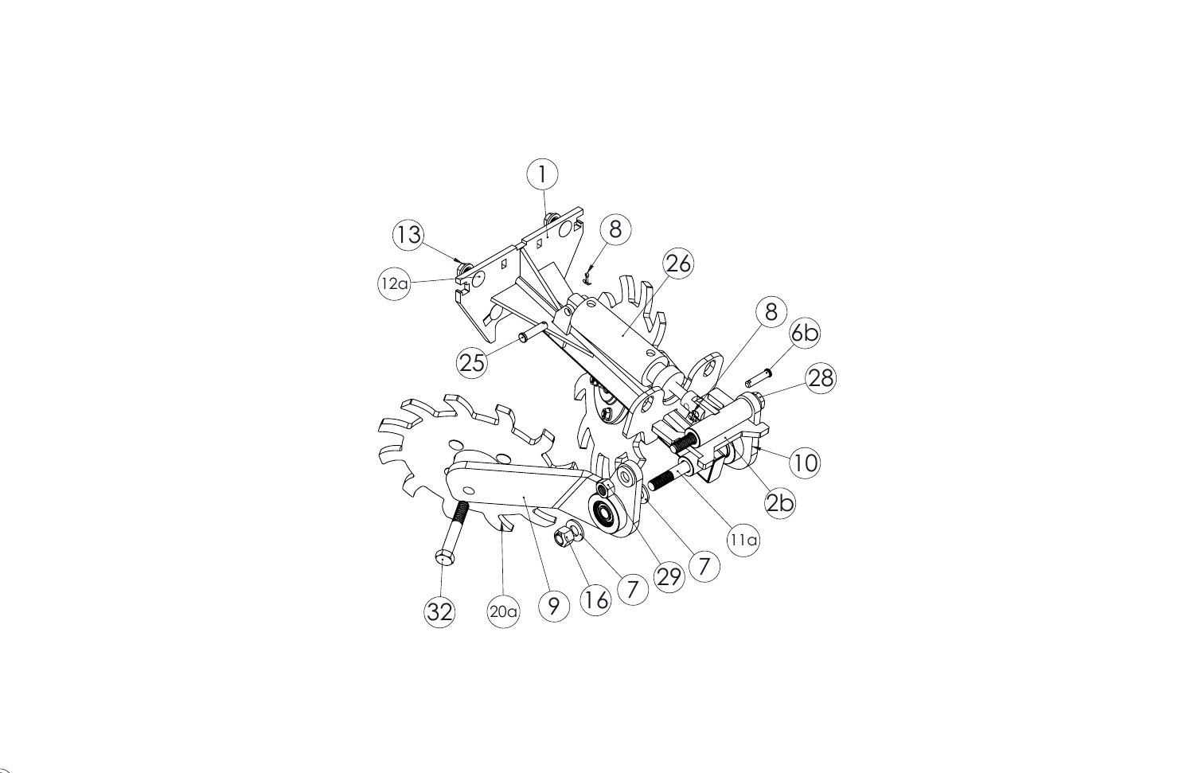1

13

8

26

12a

25

8

6b

28

10

2b

11a

32

20a

9

16

7

29

7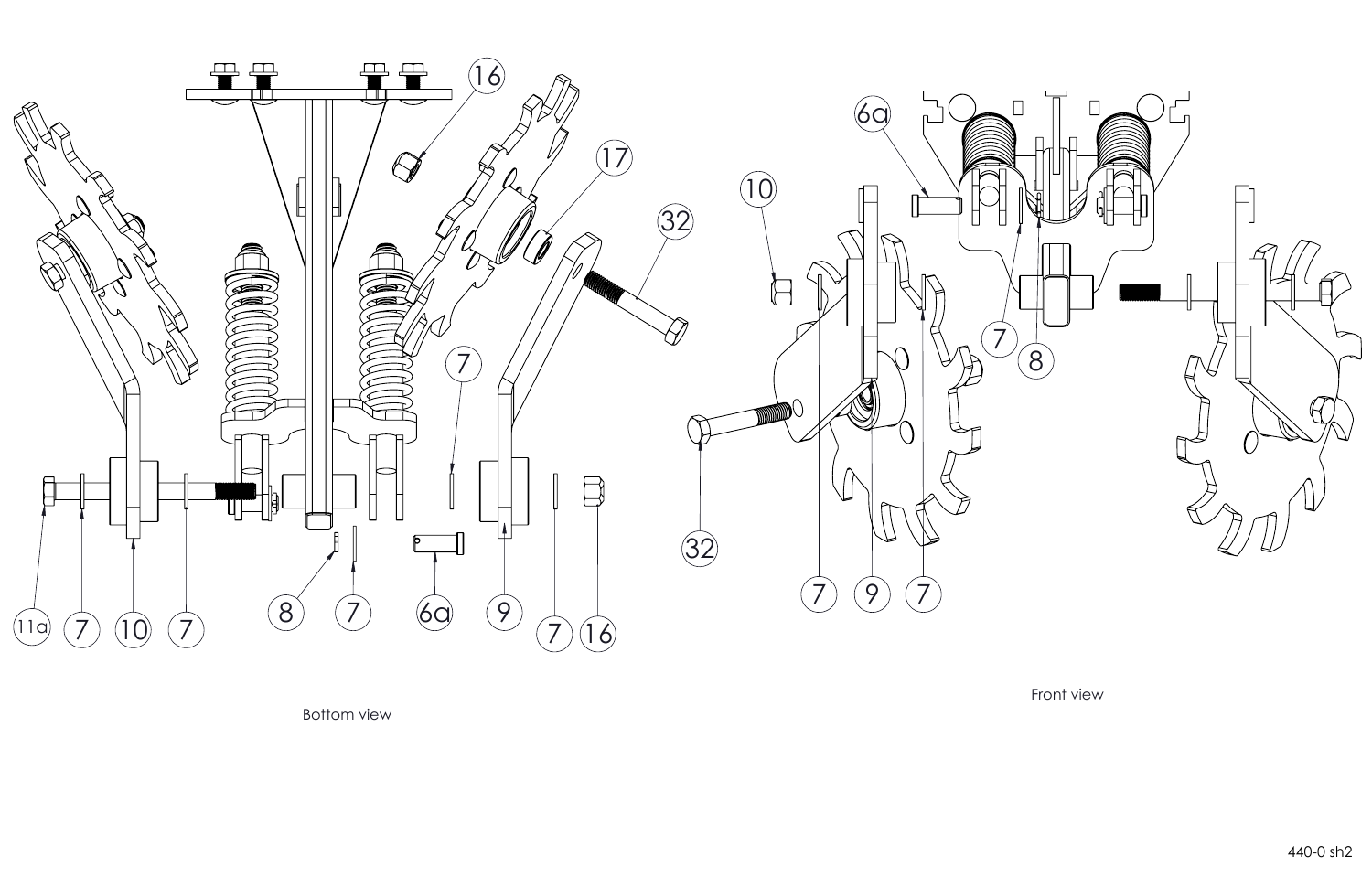Bottom view

Front view

440-0 sh2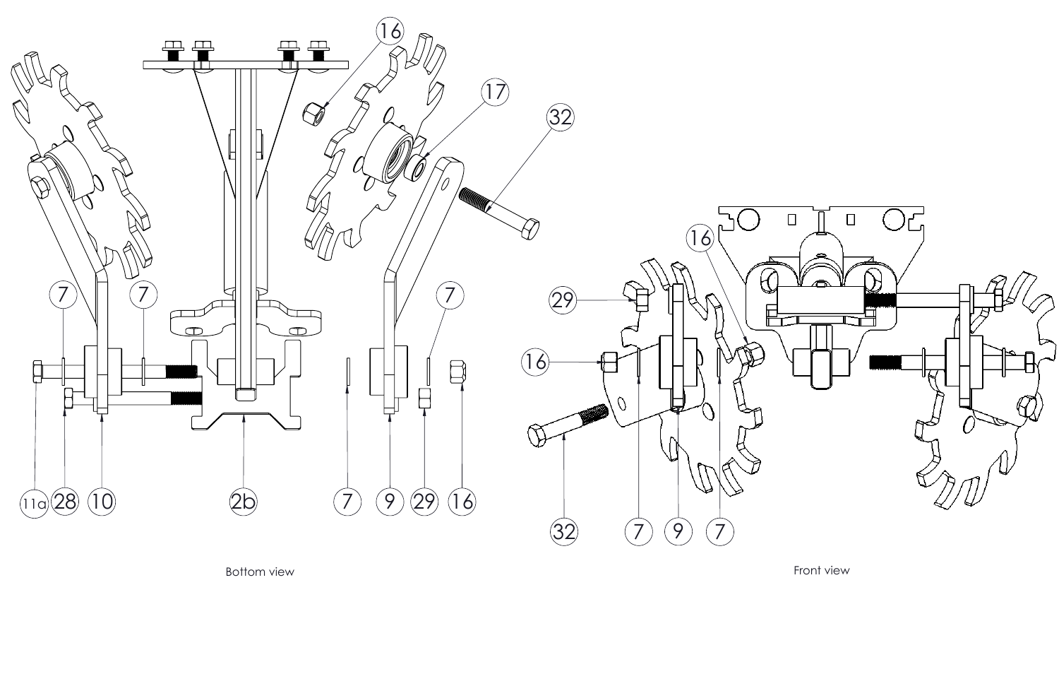Bottom view

Front view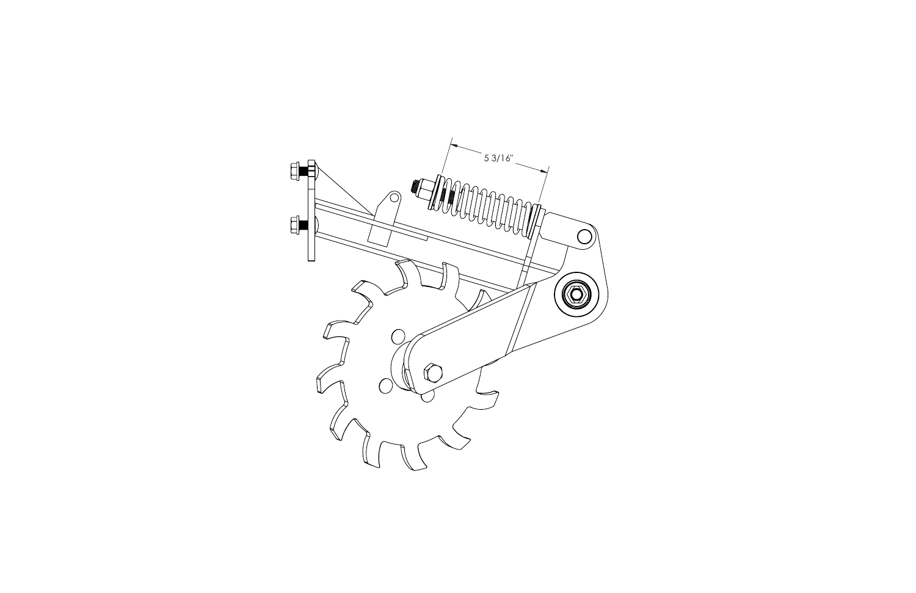5 3/16"